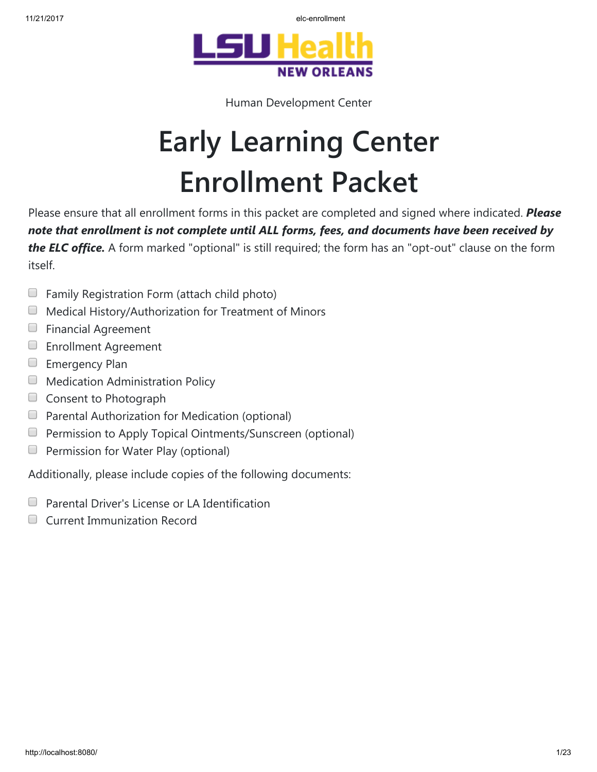LSU Health NEW ORLEANS

Human Development Center

# Early Learning Center Enrollment Packet

Please ensure that all enrollment forms in this packet are completed and signed where indicated. ***Please note that enrollment is not complete until ALL forms, fees, and documents have been received by the ELC office.*** A form marked "optional" is still required; the form has an "opt-out" clause on the form itself.

- [ ] Family Registration Form (attach child photo)
- [ ] Medical History/Authorization for Treatment of Minors
- [ ] Financial Agreement
- [ ] Enrollment Agreement
- [ ] Emergency Plan
- [ ] Medication Administration Policy
- [ ] Consent to Photograph
- [ ] Parental Authorization for Medication (optional)
- [ ] Permission to Apply Topical Ointments/Sunscreen (optional)
- [ ] Permission for Water Play (optional)

Additionally, please include copies of the following documents:

- [ ] Parental Driver's License or LA Identification
- [ ] Current Immunization Record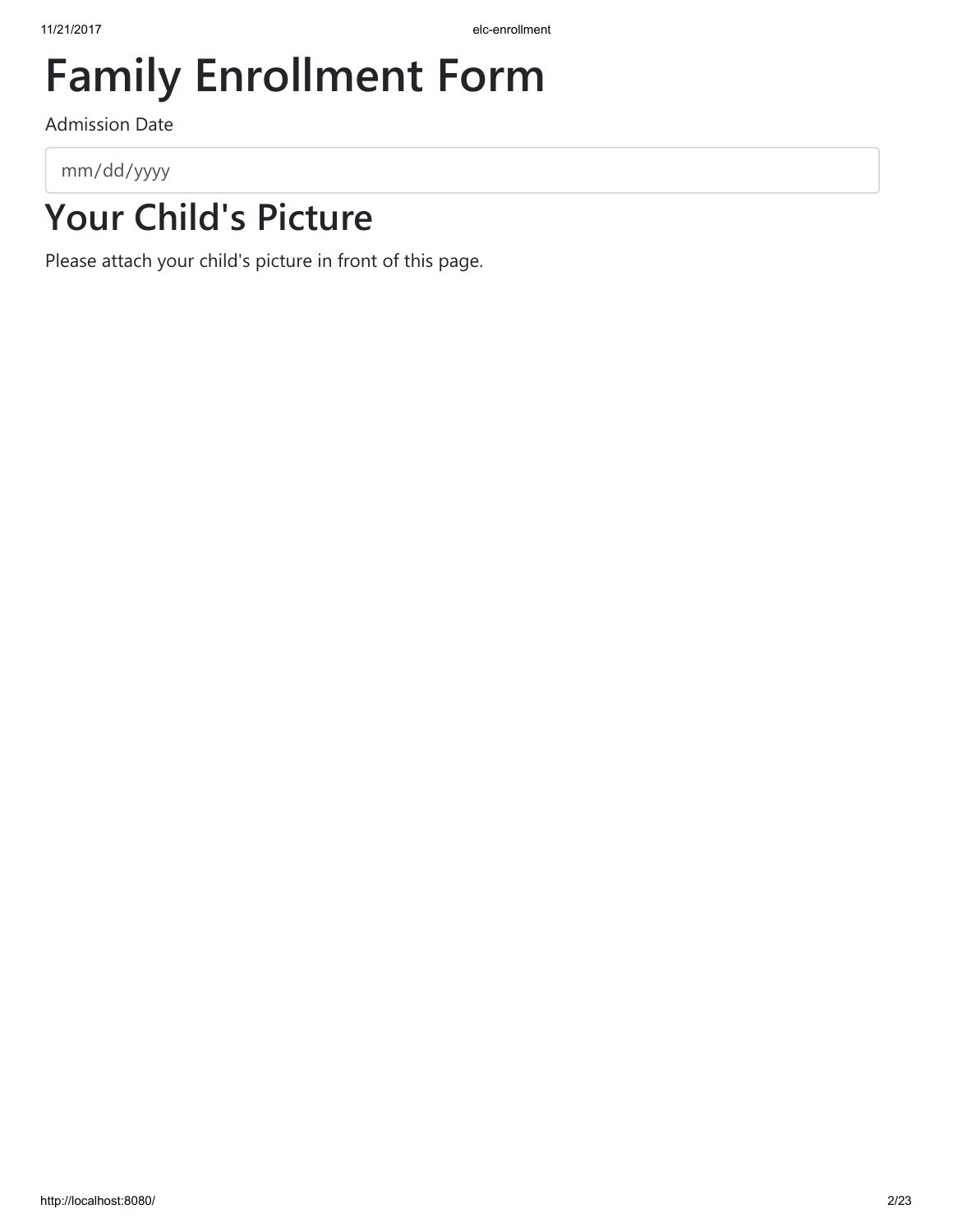# Family Enrollment Form

Admission Date

mm/dd/yyyy

## Your Child's Picture

Please attach your child's picture in front of this page.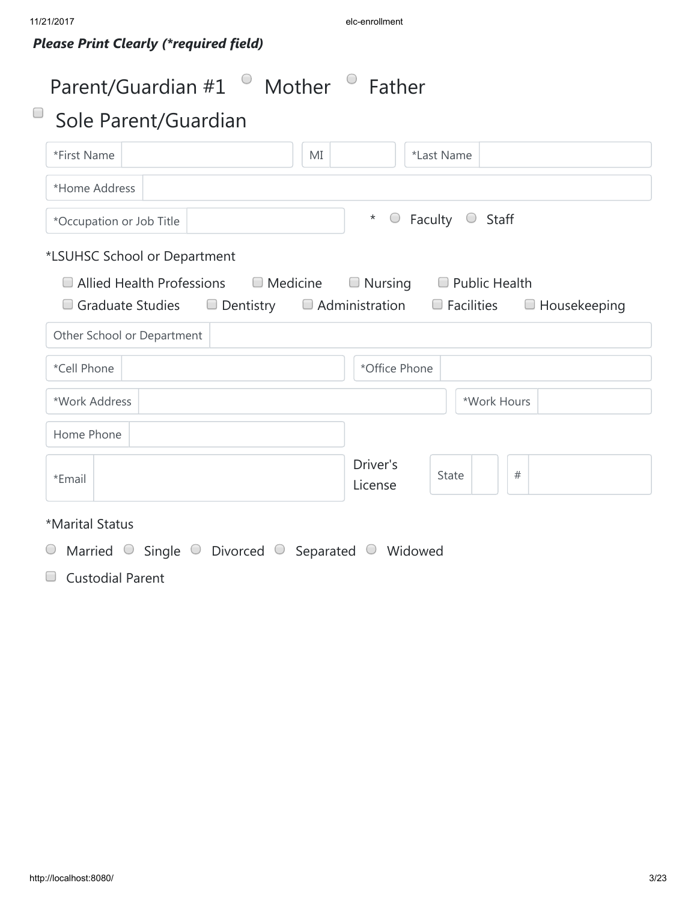***Please Print Clearly (*required field)***

## Parent/Guardian #1 ○ Mother ○ Father

## ☐ Sole Parent/Guardian

*First Name ______ MI ______ *Last Name ______

*Home Address ______

*Occupation or Job Title ______ * ○ Faculty ○ Staff

*LSUHSC School or Department

☐ Allied Health Professions ☐ Medicine ☐ Nursing ☐ Public Health
☐ Graduate Studies ☐ Dentistry ☐ Administration ☐ Facilities ☐ Housekeeping

Other School or Department ______

*Cell Phone ______ *Office Phone ______

*Work Address ______ *Work Hours ______

Home Phone ______

*Email ______ Driver's License State ______ # ______

*Marital Status

○ Married ○ Single ○ Divorced ○ Separated ○ Widowed

☐ Custodial Parent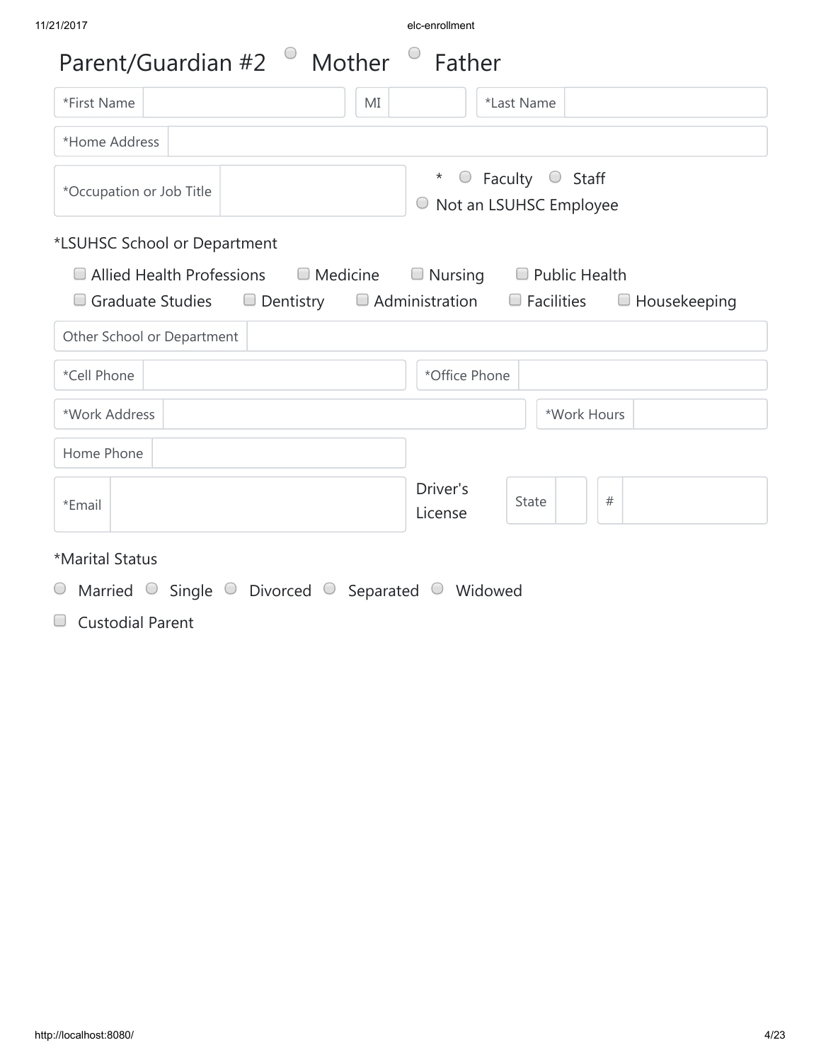## Parent/Guardian #2 ○ Mother ○ Father

*First Name

MI

*Last Name

*Home Address

*Occupation or Job Title

* ○ Faculty ○ Staff ○ Not an LSUHSC Employee

*LSUHSC School or Department

- ☐ Allied Health Professions
- ☐ Medicine
- ☐ Nursing
- ☐ Public Health
- ☐ Graduate Studies
- ☐ Dentistry
- ☐ Administration
- ☐ Facilities
- ☐ Housekeeping

Other School or Department

*Cell Phone

*Office Phone

*Work Address

*Work Hours

Home Phone

*Email

Driver's License — State — #

*Marital Status

○ Married ○ Single ○ Divorced ○ Separated ○ Widowed

☐ Custodial Parent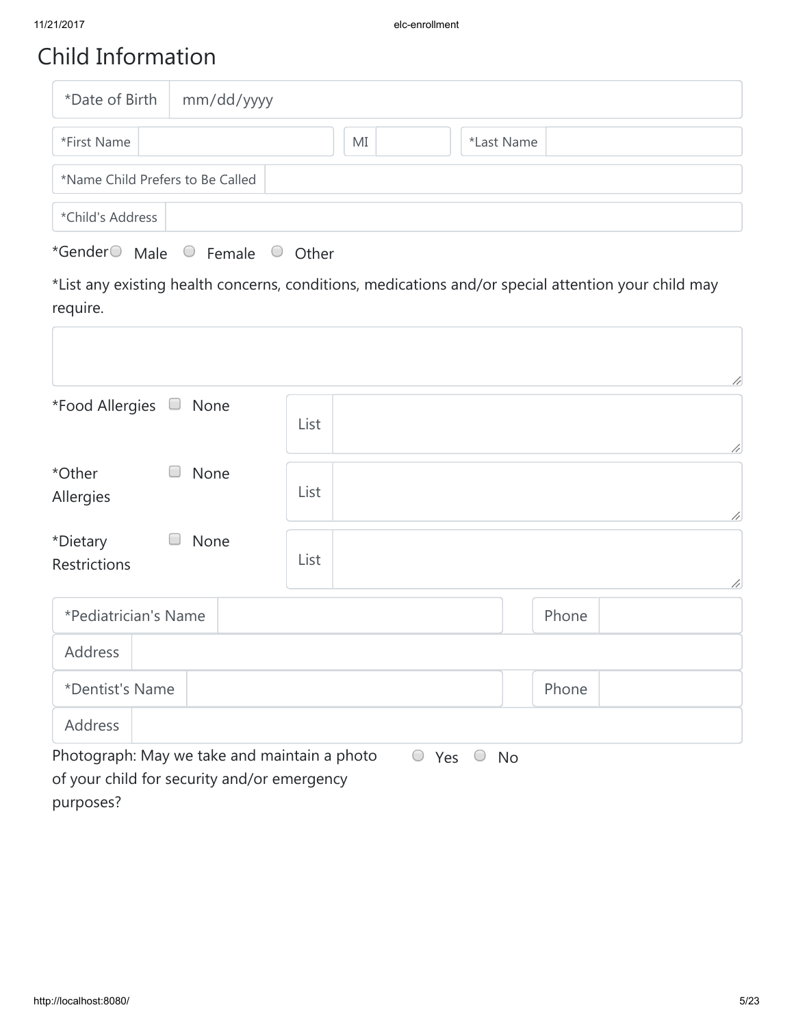# Child Information

*Date of Birth mm/dd/yyyy

*First Name ______ MI ______ *Last Name ______

*Name Child Prefers to Be Called ______

*Child's Address ______

*Gender ○ Male ○ Female ○ Other

*List any existing health concerns, conditions, medications and/or special attention your child may require.

______

*Food Allergies ☐ None — List ______

*Other Allergies ☐ None — List ______

*Dietary Restrictions ☐ None — List ______

*Pediatrician's Name ______ Phone ______

Address ______

*Dentist's Name ______ Phone ______

Address ______

Photograph: May we take and maintain a photo of your child for security and/or emergency purposes? ○ Yes ○ No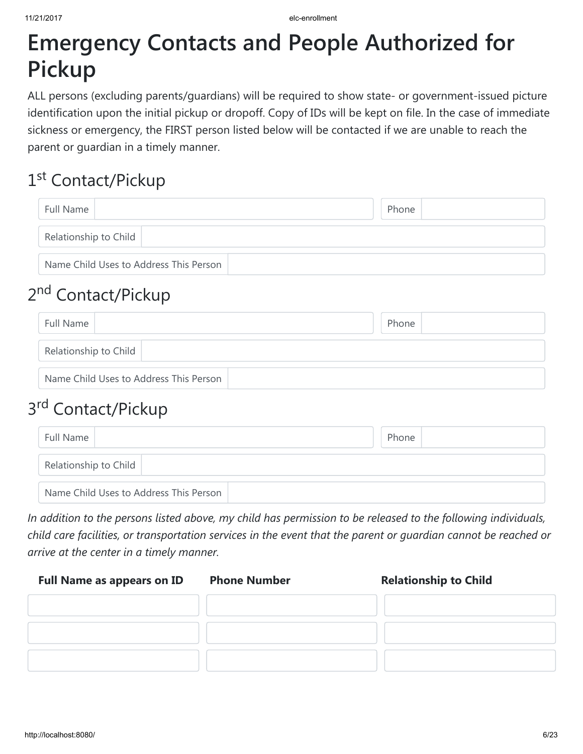# Emergency Contacts and People Authorized for Pickup

ALL persons (excluding parents/guardians) will be required to show state- or government-issued picture identification upon the initial pickup or dropoff. Copy of IDs will be kept on file. In the case of immediate sickness or emergency, the FIRST person listed below will be contacted if we are unable to reach the parent or guardian in a timely manner.

## 1st Contact/Pickup

Full Name

Phone

Relationship to Child

Name Child Uses to Address This Person

## 2nd Contact/Pickup

Full Name

Phone

Relationship to Child

Name Child Uses to Address This Person

## 3rd Contact/Pickup

Full Name

Phone

Relationship to Child

Name Child Uses to Address This Person

*In addition to the persons listed above, my child has permission to be released to the following individuals, child care facilities, or transportation services in the event that the parent or guardian cannot be reached or arrive at the center in a timely manner.*

| Full Name as appears on ID | Phone Number | Relationship to Child |
|---|---|---|
| | | |
| | | |
| | | |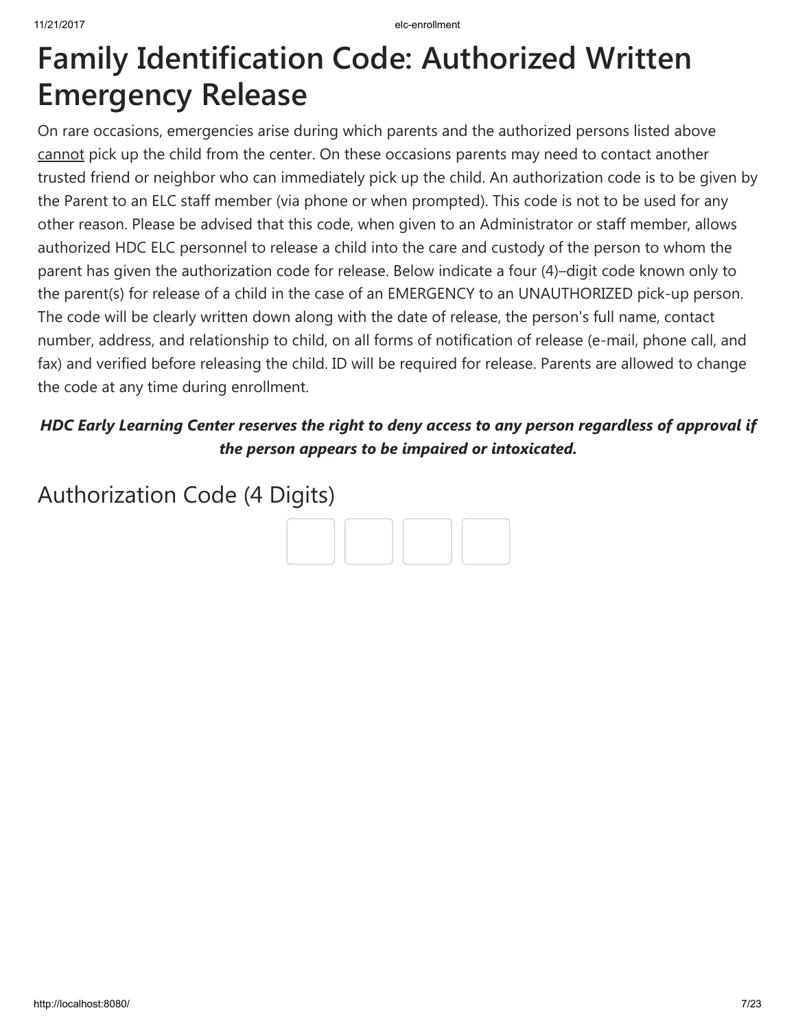# Family Identification Code: Authorized Written Emergency Release

On rare occasions, emergencies arise during which parents and the authorized persons listed above <u>cannot</u> pick up the child from the center. On these occasions parents may need to contact another trusted friend or neighbor who can immediately pick up the child. An authorization code is to be given by the Parent to an ELC staff member (via phone or when prompted). This code is not to be used for any other reason. Please be advised that this code, when given to an Administrator or staff member, allows authorized HDC ELC personnel to release a child into the care and custody of the person to whom the parent has given the authorization code for release. Below indicate a four (4)–digit code known only to the parent(s) for release of a child in the case of an EMERGENCY to an UNAUTHORIZED pick-up person. The code will be clearly written down along with the date of release, the person's full name, contact number, address, and relationship to child, on all forms of notification of release (e-mail, phone call, and fax) and verified before releasing the child. ID will be required for release. Parents are allowed to change the code at any time during enrollment.

***HDC Early Learning Center reserves the right to deny access to any person regardless of approval if the person appears to be impaired or intoxicated.***

## Authorization Code (4 Digits)

| | | | |
|---|---|---|---|
| | | | |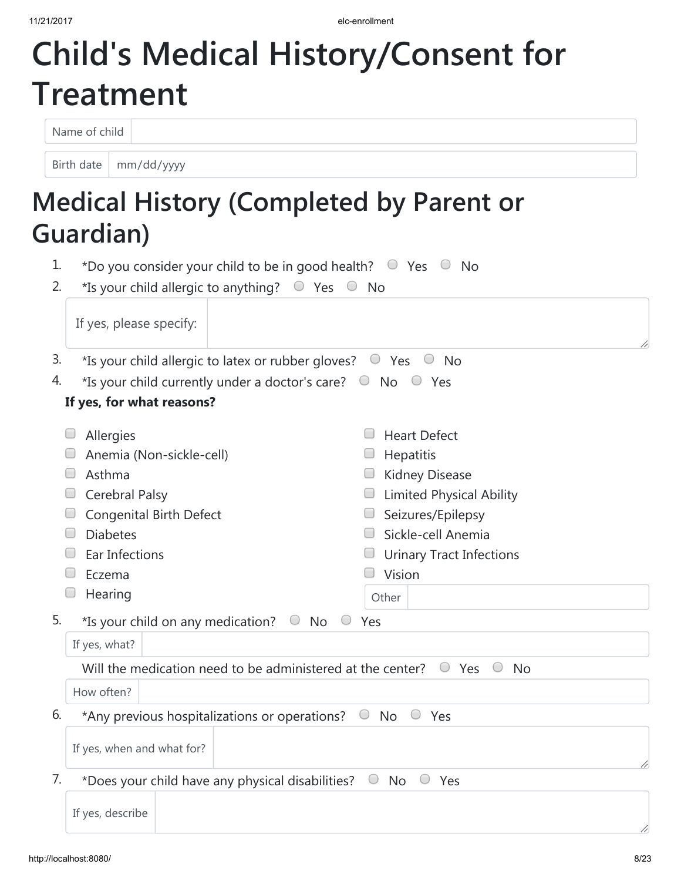# Child's Medical History/Consent for Treatment

Name of child

Birth date mm/dd/yyyy

# Medical History (Completed by Parent or Guardian)

1. *Do you consider your child to be in good health? ○ Yes ○ No
2. *Is your child allergic to anything? ○ Yes ○ No

   If yes, please specify:

3. *Is your child allergic to latex or rubber gloves? ○ Yes ○ No
4. *Is your child currently under a doctor's care? ○ No ○ Yes

   **If yes, for what reasons?**

   - ☐ Allergies
   - ☐ Anemia (Non-sickle-cell)
   - ☐ Asthma
   - ☐ Cerebral Palsy
   - ☐ Congenital Birth Defect
   - ☐ Diabetes
   - ☐ Ear Infections
   - ☐ Eczema
   - ☐ Hearing
   - ☐ Heart Defect
   - ☐ Hepatitis
   - ☐ Kidney Disease
   - ☐ Limited Physical Ability
   - ☐ Seizures/Epilepsy
   - ☐ Sickle-cell Anemia
   - ☐ Urinary Tract Infections
   - ☐ Vision
   - Other

5. *Is your child on any medication? ○ No ○ Yes

   If yes, what?

   Will the medication need to be administered at the center? ○ Yes ○ No

   How often?

6. *Any previous hospitalizations or operations? ○ No ○ Yes

   If yes, when and what for?

7. *Does your child have any physical disabilities? ○ No ○ Yes

   If yes, describe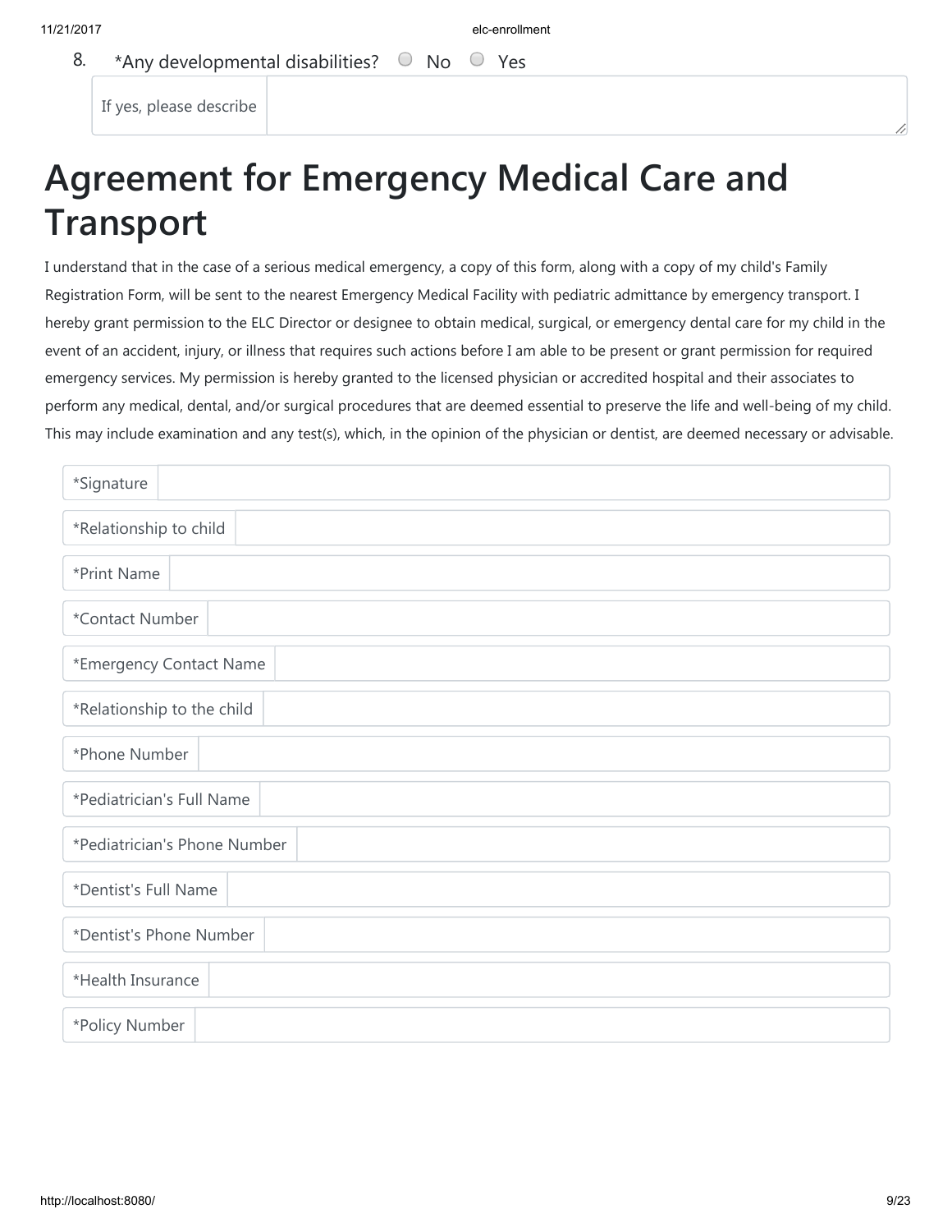8. *Any developmental disabilities? ○ No ○ Yes

If yes, please describe

# Agreement for Emergency Medical Care and Transport

I understand that in the case of a serious medical emergency, a copy of this form, along with a copy of my child's Family Registration Form, will be sent to the nearest Emergency Medical Facility with pediatric admittance by emergency transport. I hereby grant permission to the ELC Director or designee to obtain medical, surgical, or emergency dental care for my child in the event of an accident, injury, or illness that requires such actions before I am able to be present or grant permission for required emergency services. My permission is hereby granted to the licensed physician or accredited hospital and their associates to perform any medical, dental, and/or surgical procedures that are deemed essential to preserve the life and well-being of my child. This may include examination and any test(s), which, in the opinion of the physician or dentist, are deemed necessary or advisable.

*Signature

*Relationship to child

*Print Name

*Contact Number

*Emergency Contact Name

*Relationship to the child

*Phone Number

*Pediatrician's Full Name

*Pediatrician's Phone Number

*Dentist's Full Name

*Dentist's Phone Number

*Health Insurance

*Policy Number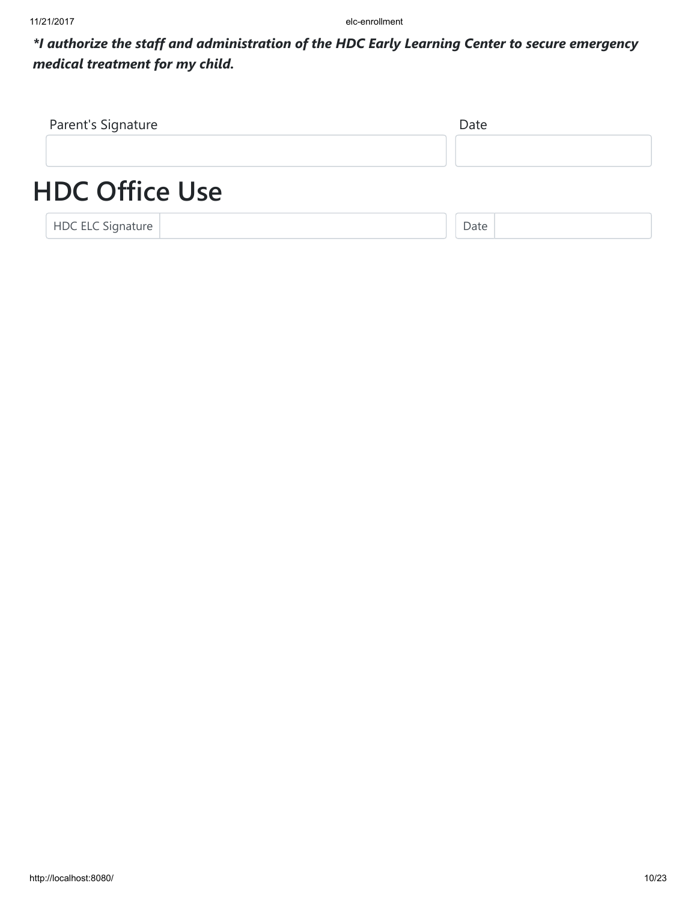***I authorize the staff and administration of the HDC Early Learning Center to secure emergency medical treatment for my child.**

| Parent's Signature | Date |
| --- | --- |
| | |

# HDC Office Use

| HDC ELC Signature | | Date | |
| --- | --- | --- | --- |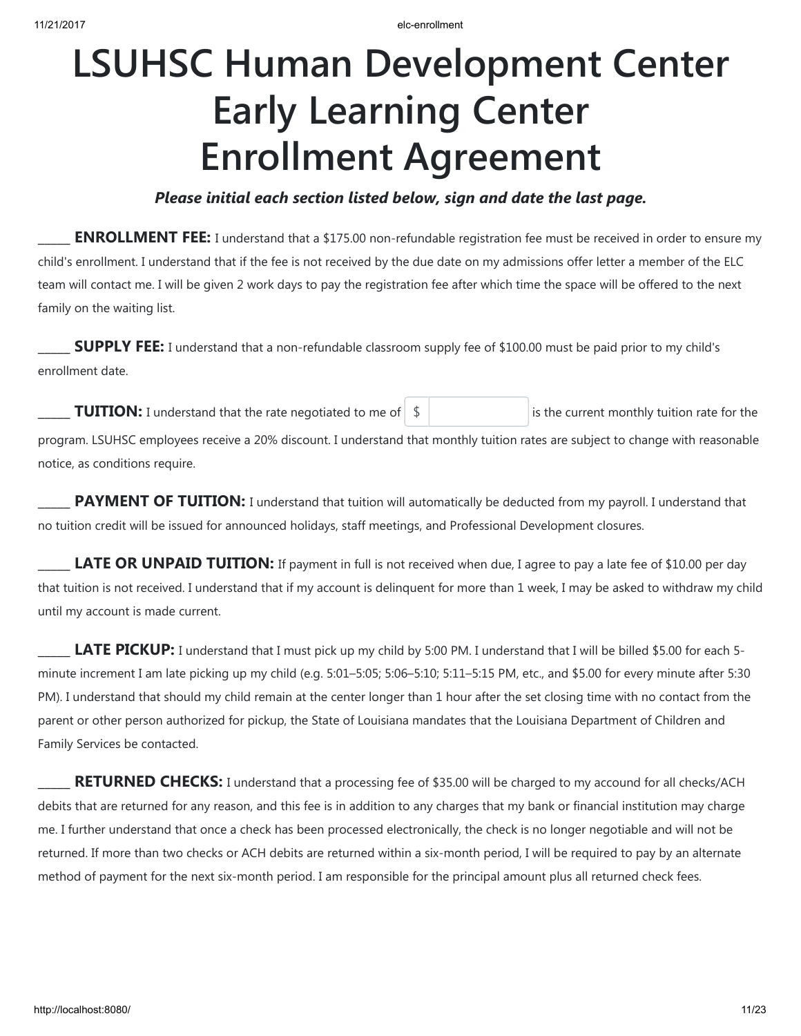# LSUHSC Human Development Center Early Learning Center Enrollment Agreement

***Please initial each section listed below, sign and date the last page.***

_____ **ENROLLMENT FEE:** I understand that a $175.00 non-refundable registration fee must be received in order to ensure my child's enrollment. I understand that if the fee is not received by the due date on my admissions offer letter a member of the ELC team will contact me. I will be given 2 work days to pay the registration fee after which time the space will be offered to the next family on the waiting list.

_____ **SUPPLY FEE:** I understand that a non-refundable classroom supply fee of $100.00 must be paid prior to my child's enrollment date.

_____ **TUITION:** I understand that the rate negotiated to me of $ __________ is the current monthly tuition rate for the program. LSUHSC employees receive a 20% discount. I understand that monthly tuition rates are subject to change with reasonable notice, as conditions require.

_____ **PAYMENT OF TUITION:** I understand that tuition will automatically be deducted from my payroll. I understand that no tuition credit will be issued for announced holidays, staff meetings, and Professional Development closures.

_____ **LATE OR UNPAID TUITION:** If payment in full is not received when due, I agree to pay a late fee of $10.00 per day that tuition is not received. I understand that if my account is delinquent for more than 1 week, I may be asked to withdraw my child until my account is made current.

_____ **LATE PICKUP:** I understand that I must pick up my child by 5:00 PM. I understand that I will be billed $5.00 for each 5-minute increment I am late picking up my child (e.g. 5:01–5:05; 5:06–5:10; 5:11–5:15 PM, etc., and $5.00 for every minute after 5:30 PM). I understand that should my child remain at the center longer than 1 hour after the set closing time with no contact from the parent or other person authorized for pickup, the State of Louisiana mandates that the Louisiana Department of Children and Family Services be contacted.

_____ **RETURNED CHECKS:** I understand that a processing fee of $35.00 will be charged to my accound for all checks/ACH debits that are returned for any reason, and this fee is in addition to any charges that my bank or financial institution may charge me. I further understand that once a check has been processed electronically, the check is no longer negotiable and will not be returned. If more than two checks or ACH debits are returned within a six-month period, I will be required to pay by an alternate method of payment for the next six-month period. I am responsible for the principal amount plus all returned check fees.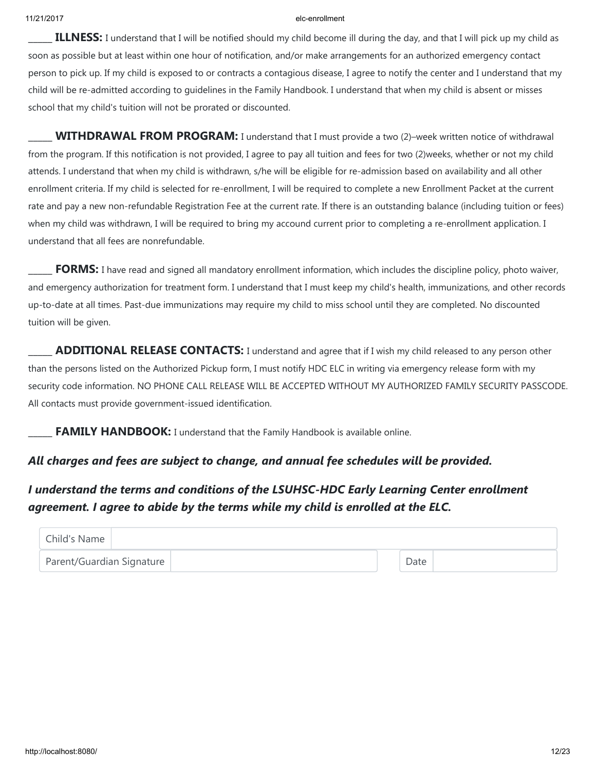_____ **ILLNESS:** I understand that I will be notified should my child become ill during the day, and that I will pick up my child as soon as possible but at least within one hour of notification, and/or make arrangements for an authorized emergency contact person to pick up. If my child is exposed to or contracts a contagious disease, I agree to notify the center and I understand that my child will be re-admitted according to guidelines in the Family Handbook. I understand that when my child is absent or misses school that my child's tuition will not be prorated or discounted.

_____ **WITHDRAWAL FROM PROGRAM:** I understand that I must provide a two (2)–week written notice of withdrawal from the program. If this notification is not provided, I agree to pay all tuition and fees for two (2)weeks, whether or not my child attends. I understand that when my child is withdrawn, s/he will be eligible for re-admission based on availability and all other enrollment criteria. If my child is selected for re-enrollment, I will be required to complete a new Enrollment Packet at the current rate and pay a new non-refundable Registration Fee at the current rate. If there is an outstanding balance (including tuition or fees) when my child was withdrawn, I will be required to bring my accound current prior to completing a re-enrollment application. I understand that all fees are nonrefundable.

_____ **FORMS:** I have read and signed all mandatory enrollment information, which includes the discipline policy, photo waiver, and emergency authorization for treatment form. I understand that I must keep my child's health, immunizations, and other records up-to-date at all times. Past-due immunizations may require my child to miss school until they are completed. No discounted tuition will be given.

_____ **ADDITIONAL RELEASE CONTACTS:** I understand and agree that if I wish my child released to any person other than the persons listed on the Authorized Pickup form, I must notify HDC ELC in writing via emergency release form with my security code information. NO PHONE CALL RELEASE WILL BE ACCEPTED WITHOUT MY AUTHORIZED FAMILY SECURITY PASSCODE. All contacts must provide government-issued identification.

_____ **FAMILY HANDBOOK:** I understand that the Family Handbook is available online.

***All charges and fees are subject to change, and annual fee schedules will be provided.***

***I understand the terms and conditions of the LSUHSC-HDC Early Learning Center enrollment agreement. I agree to abide by the terms while my child is enrolled at the ELC.***

| Child's Name | | | |
| --- | --- | --- | --- |
| Parent/Guardian Signature | | Date | |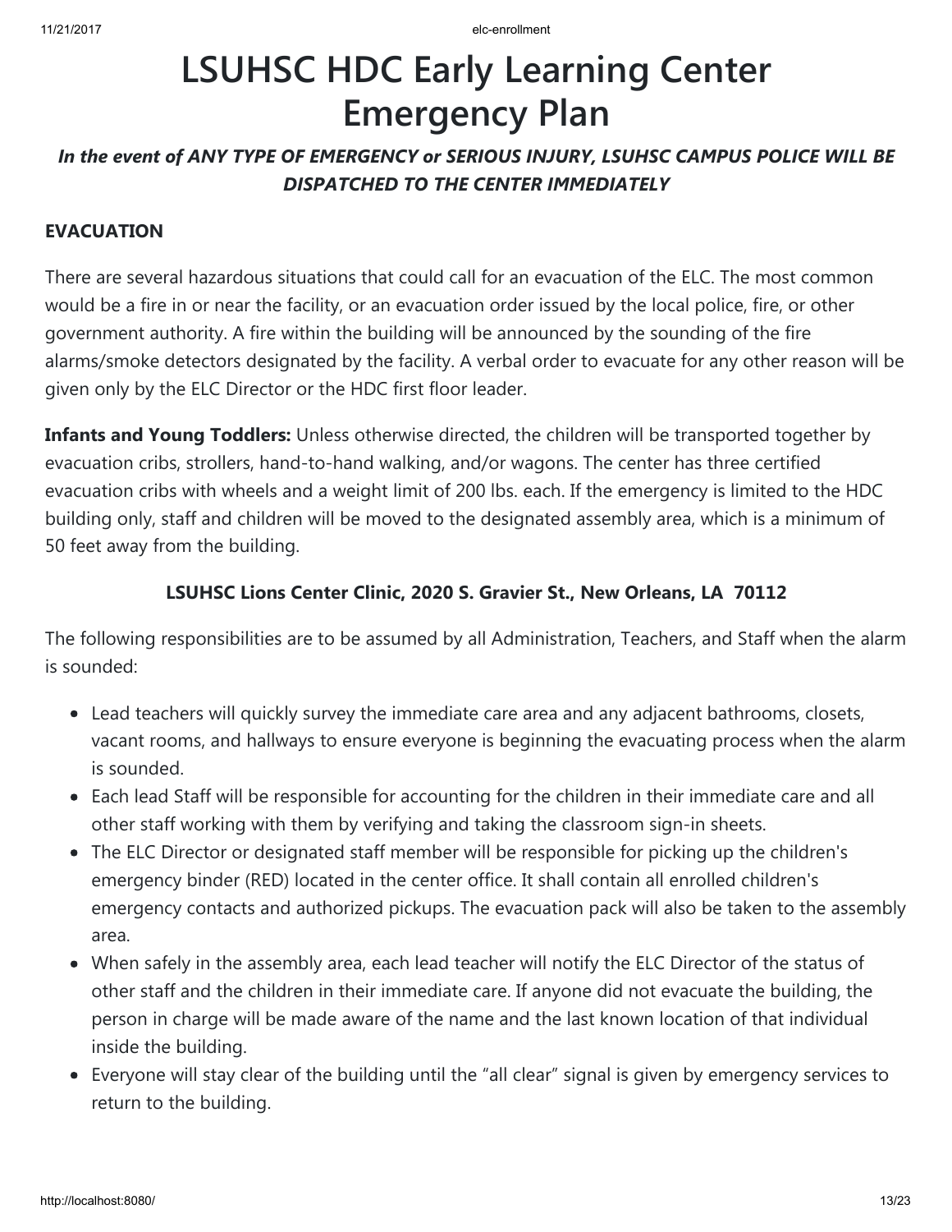# LSUHSC HDC Early Learning Center Emergency Plan

***In the event of ANY TYPE OF EMERGENCY or SERIOUS INJURY, LSUHSC CAMPUS POLICE WILL BE DISPATCHED TO THE CENTER IMMEDIATELY***

**EVACUATION**

There are several hazardous situations that could call for an evacuation of the ELC. The most common would be a fire in or near the facility, or an evacuation order issued by the local police, fire, or other government authority. A fire within the building will be announced by the sounding of the fire alarms/smoke detectors designated by the facility. A verbal order to evacuate for any other reason will be given only by the ELC Director or the HDC first floor leader.

**Infants and Young Toddlers:** Unless otherwise directed, the children will be transported together by evacuation cribs, strollers, hand-to-hand walking, and/or wagons. The center has three certified evacuation cribs with wheels and a weight limit of 200 lbs. each. If the emergency is limited to the HDC building only, staff and children will be moved to the designated assembly area, which is a minimum of 50 feet away from the building.

**LSUHSC Lions Center Clinic, 2020 S. Gravier St., New Orleans, LA 70112**

The following responsibilities are to be assumed by all Administration, Teachers, and Staff when the alarm is sounded:

- Lead teachers will quickly survey the immediate care area and any adjacent bathrooms, closets, vacant rooms, and hallways to ensure everyone is beginning the evacuating process when the alarm is sounded.
- Each lead Staff will be responsible for accounting for the children in their immediate care and all other staff working with them by verifying and taking the classroom sign-in sheets.
- The ELC Director or designated staff member will be responsible for picking up the children's emergency binder (RED) located in the center office. It shall contain all enrolled children's emergency contacts and authorized pickups. The evacuation pack will also be taken to the assembly area.
- When safely in the assembly area, each lead teacher will notify the ELC Director of the status of other staff and the children in their immediate care. If anyone did not evacuate the building, the person in charge will be made aware of the name and the last known location of that individual inside the building.
- Everyone will stay clear of the building until the "all clear" signal is given by emergency services to return to the building.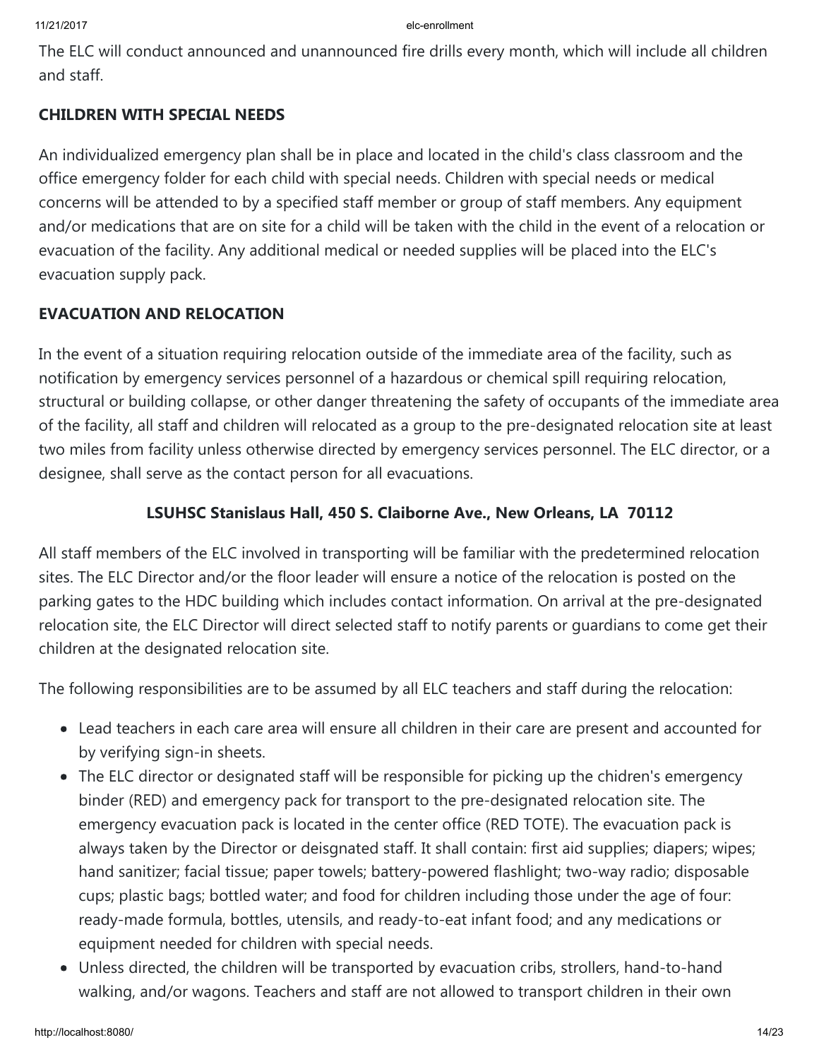The ELC will conduct announced and unannounced fire drills every month, which will include all children and staff.

### CHILDREN WITH SPECIAL NEEDS

An individualized emergency plan shall be in place and located in the child's class classroom and the office emergency folder for each child with special needs. Children with special needs or medical concerns will be attended to by a specified staff member or group of staff members. Any equipment and/or medications that are on site for a child will be taken with the child in the event of a relocation or evacuation of the facility. Any additional medical or needed supplies will be placed into the ELC's evacuation supply pack.

### EVACUATION AND RELOCATION

In the event of a situation requiring relocation outside of the immediate area of the facility, such as notification by emergency services personnel of a hazardous or chemical spill requiring relocation, structural or building collapse, or other danger threatening the safety of occupants of the immediate area of the facility, all staff and children will relocated as a group to the pre-designated relocation site at least two miles from facility unless otherwise directed by emergency services personnel. The ELC director, or a designee, shall serve as the contact person for all evacuations.

**LSUHSC Stanislaus Hall, 450 S. Claiborne Ave., New Orleans, LA 70112**

All staff members of the ELC involved in transporting will be familiar with the predetermined relocation sites. The ELC Director and/or the floor leader will ensure a notice of the relocation is posted on the parking gates to the HDC building which includes contact information. On arrival at the pre-designated relocation site, the ELC Director will direct selected staff to notify parents or guardians to come get their children at the designated relocation site.

The following responsibilities are to be assumed by all ELC teachers and staff during the relocation:

- Lead teachers in each care area will ensure all children in their care are present and accounted for by verifying sign-in sheets.
- The ELC director or designated staff will be responsible for picking up the chidren's emergency binder (RED) and emergency pack for transport to the pre-designated relocation site. The emergency evacuation pack is located in the center office (RED TOTE). The evacuation pack is always taken by the Director or deisgnated staff. It shall contain: first aid supplies; diapers; wipes; hand sanitizer; facial tissue; paper towels; battery-powered flashlight; two-way radio; disposable cups; plastic bags; bottled water; and food for children including those under the age of four: ready-made formula, bottles, utensils, and ready-to-eat infant food; and any medications or equipment needed for children with special needs.
- Unless directed, the children will be transported by evacuation cribs, strollers, hand-to-hand walking, and/or wagons. Teachers and staff are not allowed to transport children in their own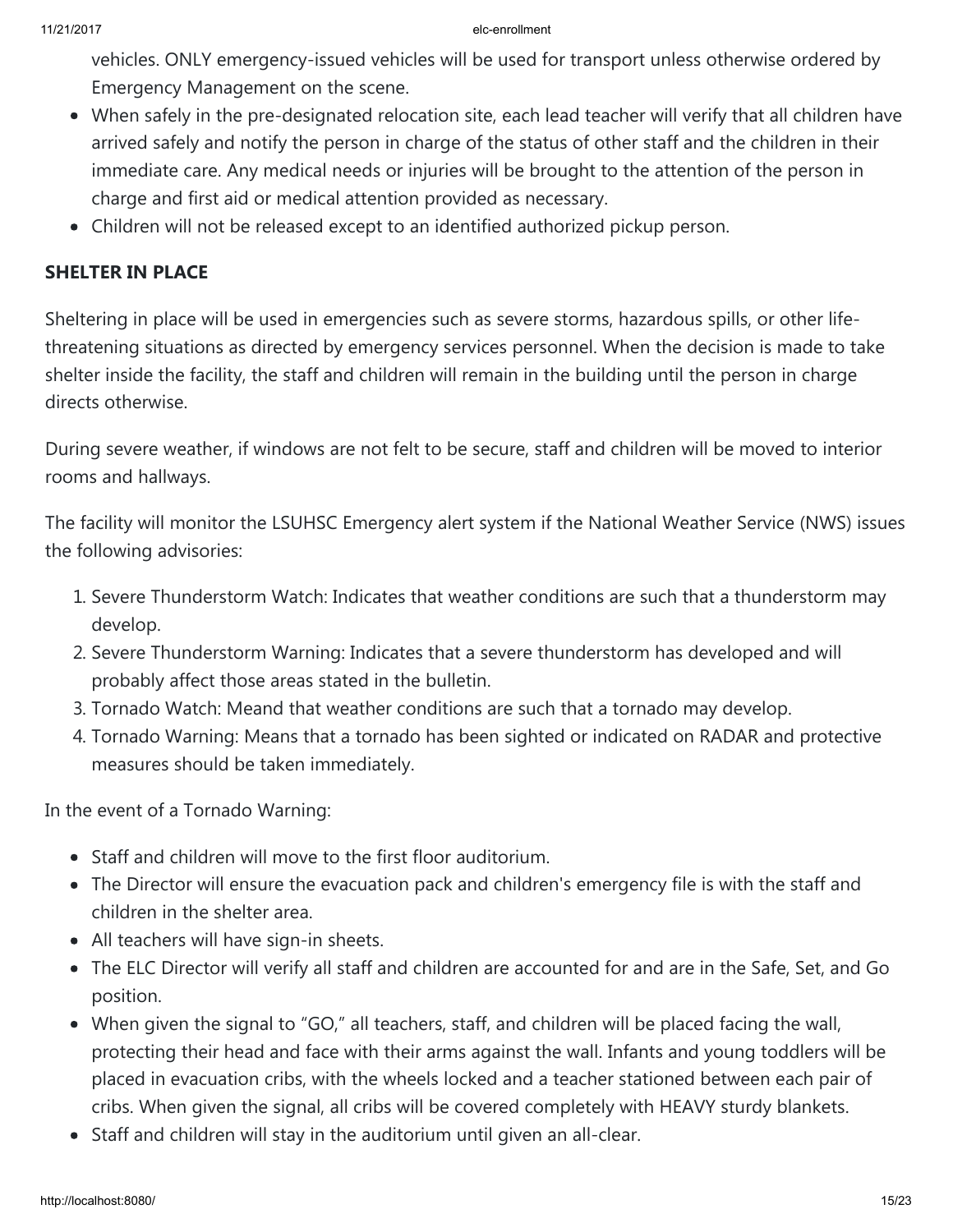vehicles. ONLY emergency-issued vehicles will be used for transport unless otherwise ordered by Emergency Management on the scene.

- When safely in the pre-designated relocation site, each lead teacher will verify that all children have arrived safely and notify the person in charge of the status of other staff and the children in their immediate care. Any medical needs or injuries will be brought to the attention of the person in charge and first aid or medical attention provided as necessary.
- Children will not be released except to an identified authorized pickup person.

**SHELTER IN PLACE**

Sheltering in place will be used in emergencies such as severe storms, hazardous spills, or other life-threatening situations as directed by emergency services personnel. When the decision is made to take shelter inside the facility, the staff and children will remain in the building until the person in charge directs otherwise.

During severe weather, if windows are not felt to be secure, staff and children will be moved to interior rooms and hallways.

The facility will monitor the LSUHSC Emergency alert system if the National Weather Service (NWS) issues the following advisories:

1. Severe Thunderstorm Watch: Indicates that weather conditions are such that a thunderstorm may develop.
2. Severe Thunderstorm Warning: Indicates that a severe thunderstorm has developed and will probably affect those areas stated in the bulletin.
3. Tornado Watch: Meand that weather conditions are such that a tornado may develop.
4. Tornado Warning: Means that a tornado has been sighted or indicated on RADAR and protective measures should be taken immediately.

In the event of a Tornado Warning:

- Staff and children will move to the first floor auditorium.
- The Director will ensure the evacuation pack and children's emergency file is with the staff and children in the shelter area.
- All teachers will have sign-in sheets.
- The ELC Director will verify all staff and children are accounted for and are in the Safe, Set, and Go position.
- When given the signal to "GO," all teachers, staff, and children will be placed facing the wall, protecting their head and face with their arms against the wall. Infants and young toddlers will be placed in evacuation cribs, with the wheels locked and a teacher stationed between each pair of cribs. When given the signal, all cribs will be covered completely with HEAVY sturdy blankets.
- Staff and children will stay in the auditorium until given an all-clear.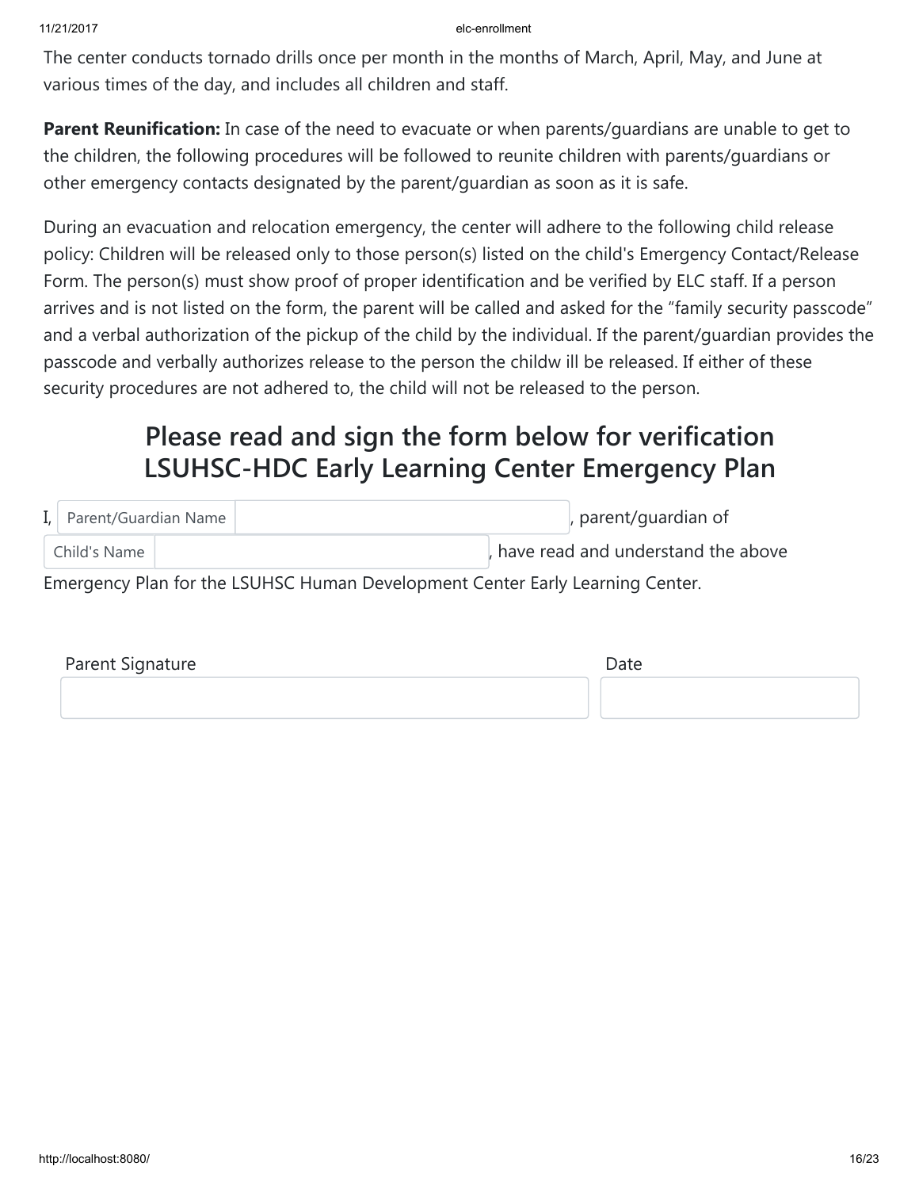The center conducts tornado drills once per month in the months of March, April, May, and June at various times of the day, and includes all children and staff.

**Parent Reunification:** In case of the need to evacuate or when parents/guardians are unable to get to the children, the following procedures will be followed to reunite children with parents/guardians or other emergency contacts designated by the parent/guardian as soon as it is safe.

During an evacuation and relocation emergency, the center will adhere to the following child release policy: Children will be released only to those person(s) listed on the child's Emergency Contact/Release Form. The person(s) must show proof of proper identification and be verified by ELC staff. If a person arrives and is not listed on the form, the parent will be called and asked for the "family security passcode" and a verbal authorization of the pickup of the child by the individual. If the parent/guardian provides the passcode and verbally authorizes release to the person the childw ill be released. If either of these security procedures are not adhered to, the child will not be released to the person.

## Please read and sign the form below for verification LSUHSC-HDC Early Learning Center Emergency Plan

I, Parent/Guardian Name ____________________, parent/guardian of Child's Name ____________________, have read and understand the above Emergency Plan for the LSUHSC Human Development Center Early Learning Center.

Parent Signature ____________________ Date ____________________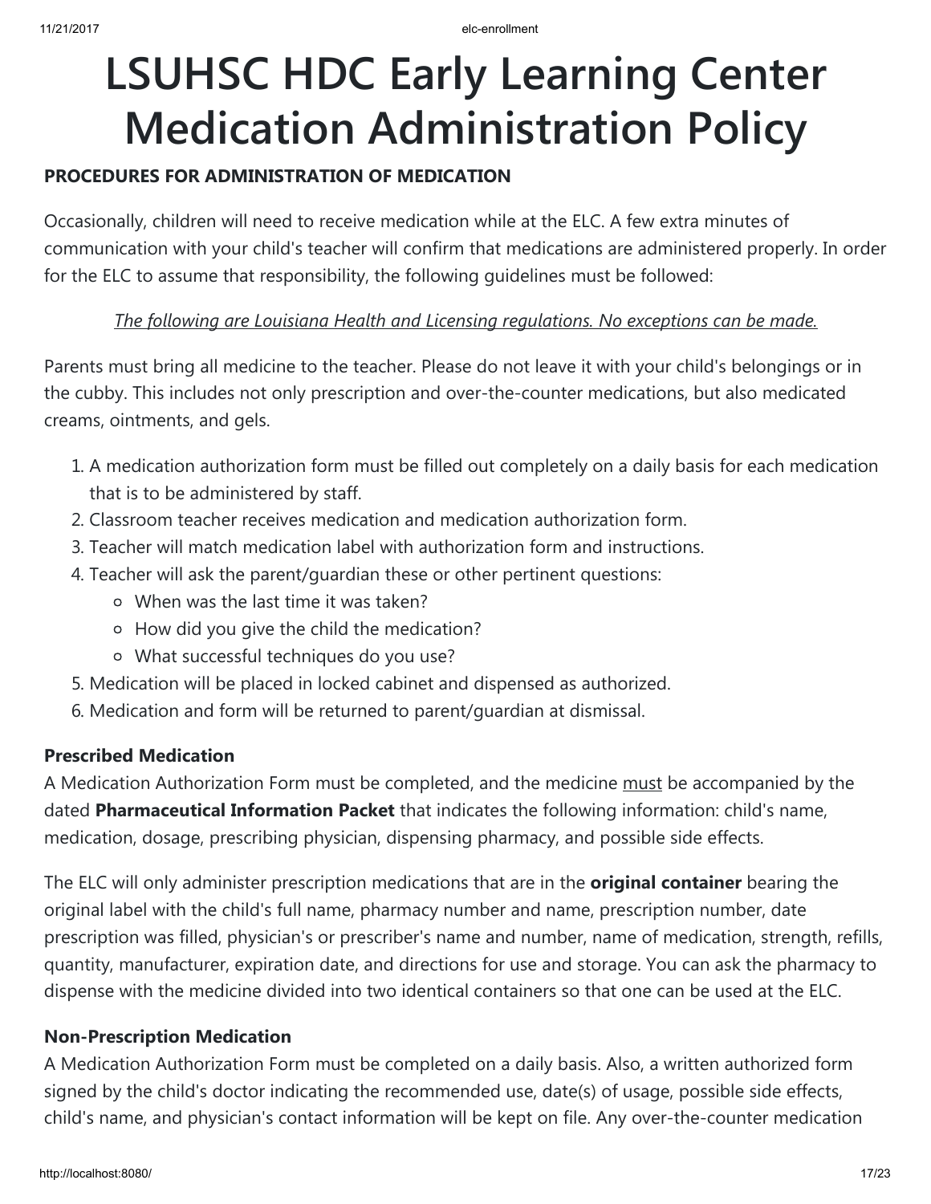# LSUHSC HDC Early Learning Center Medication Administration Policy

**PROCEDURES FOR ADMINISTRATION OF MEDICATION**

Occasionally, children will need to receive medication while at the ELC. A few extra minutes of communication with your child's teacher will confirm that medications are administered properly. In order for the ELC to assume that responsibility, the following guidelines must be followed:

*The following are Louisiana Health and Licensing regulations. No exceptions can be made.*

Parents must bring all medicine to the teacher. Please do not leave it with your child's belongings or in the cubby. This includes not only prescription and over-the-counter medications, but also medicated creams, ointments, and gels.

1. A medication authorization form must be filled out completely on a daily basis for each medication that is to be administered by staff.
2. Classroom teacher receives medication and medication authorization form.
3. Teacher will match medication label with authorization form and instructions.
4. Teacher will ask the parent/guardian these or other pertinent questions:
   - When was the last time it was taken?
   - How did you give the child the medication?
   - What successful techniques do you use?
5. Medication will be placed in locked cabinet and dispensed as authorized.
6. Medication and form will be returned to parent/guardian at dismissal.

**Prescribed Medication**

A Medication Authorization Form must be completed, and the medicine must be accompanied by the dated **Pharmaceutical Information Packet** that indicates the following information: child's name, medication, dosage, prescribing physician, dispensing pharmacy, and possible side effects.

The ELC will only administer prescription medications that are in the **original container** bearing the original label with the child's full name, pharmacy number and name, prescription number, date prescription was filled, physician's or prescriber's name and number, name of medication, strength, refills, quantity, manufacturer, expiration date, and directions for use and storage. You can ask the pharmacy to dispense with the medicine divided into two identical containers so that one can be used at the ELC.

**Non-Prescription Medication**

A Medication Authorization Form must be completed on a daily basis. Also, a written authorized form signed by the child's doctor indicating the recommended use, date(s) of usage, possible side effects, child's name, and physician's contact information will be kept on file. Any over-the-counter medication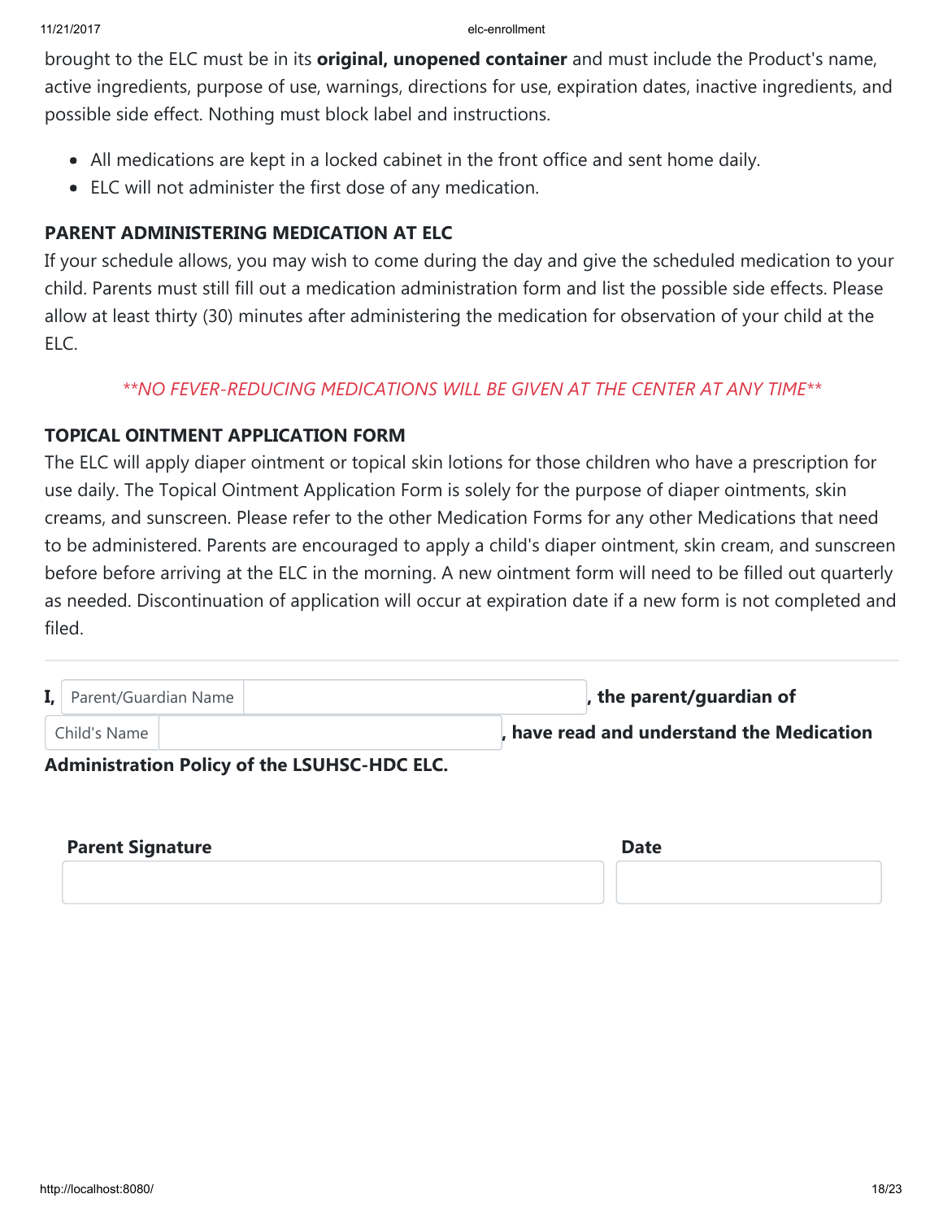brought to the ELC must be in its **original, unopened container** and must include the Product's name, active ingredients, purpose of use, warnings, directions for use, expiration dates, inactive ingredients, and possible side effect. Nothing must block label and instructions.

- All medications are kept in a locked cabinet in the front office and sent home daily.
- ELC will not administer the first dose of any medication.

### PARENT ADMINISTERING MEDICATION AT ELC

If your schedule allows, you may wish to come during the day and give the scheduled medication to your child. Parents must still fill out a medication administration form and list the possible side effects. Please allow at least thirty (30) minutes after administering the medication for observation of your child at the ELC.

*\*\*NO FEVER-REDUCING MEDICATIONS WILL BE GIVEN AT THE CENTER AT ANY TIME\*\**

### TOPICAL OINTMENT APPLICATION FORM

The ELC will apply diaper ointment or topical skin lotions for those children who have a prescription for use daily. The Topical Ointment Application Form is solely for the purpose of diaper ointments, skin creams, and sunscreen. Please refer to the other Medication Forms for any other Medications that need to be administered. Parents are encouraged to apply a child's diaper ointment, skin cream, and sunscreen before before arriving at the ELC in the morning. A new ointment form will need to be filled out quarterly as needed. Discontinuation of application will occur at expiration date if a new form is not completed and filed.

---

**I,** Parent/Guardian Name \_\_\_\_\_\_\_\_\_\_\_\_\_\_\_\_\_\_\_\_ **, the parent/guardian of** Child's Name \_\_\_\_\_\_\_\_\_\_\_\_\_\_\_\_\_\_\_\_ **, have read and understand the Medication Administration Policy of the LSUHSC-HDC ELC.**

| **Parent Signature** | **Date** |
| --- | --- |
| | |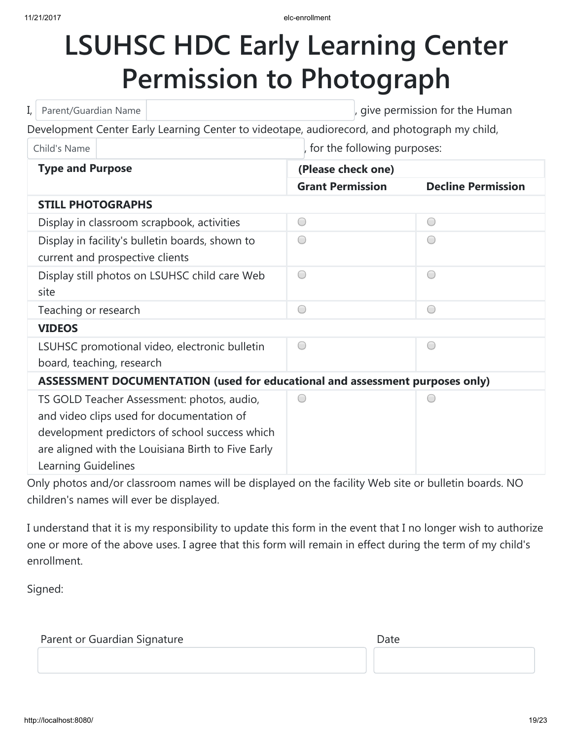# LSUHSC HDC Early Learning Center Permission to Photograph

I, Parent/Guardian Name \_\_\_\_\_\_\_\_\_\_\_\_\_\_\_\_\_\_\_\_, give permission for the Human Development Center Early Learning Center to videotape, audiorecord, and photograph my child, Child's Name \_\_\_\_\_\_\_\_\_\_\_\_\_\_\_\_\_\_\_\_, for the following purposes:

| Type and Purpose | (Please check one) | |
|---|---|---|
| | **Grant Permission** | **Decline Permission** |
| **STILL PHOTOGRAPHS** | | |
| Display in classroom scrapbook, activities | ○ | ○ |
| Display in facility's bulletin boards, shown to current and prospective clients | ○ | ○ |
| Display still photos on LSUHSC child care Web site | ○ | ○ |
| Teaching or research | ○ | ○ |
| **VIDEOS** | | |
| LSUHSC promotional video, electronic bulletin board, teaching, research | ○ | ○ |
| **ASSESSMENT DOCUMENTATION (used for educational and assessment purposes only)** | | |
| TS GOLD Teacher Assessment: photos, audio, and video clips used for documentation of development predictors of school success which are aligned with the Louisiana Birth to Five Early Learning Guidelines | ○ | ○ |

Only photos and/or classroom names will be displayed on the facility Web site or bulletin boards. NO children's names will ever be displayed.

I understand that it is my responsibility to update this form in the event that I no longer wish to authorize one or more of the above uses. I agree that this form will remain in effect during the term of my child's enrollment.

Signed:

| Parent or Guardian Signature | Date |
|---|---|
| | |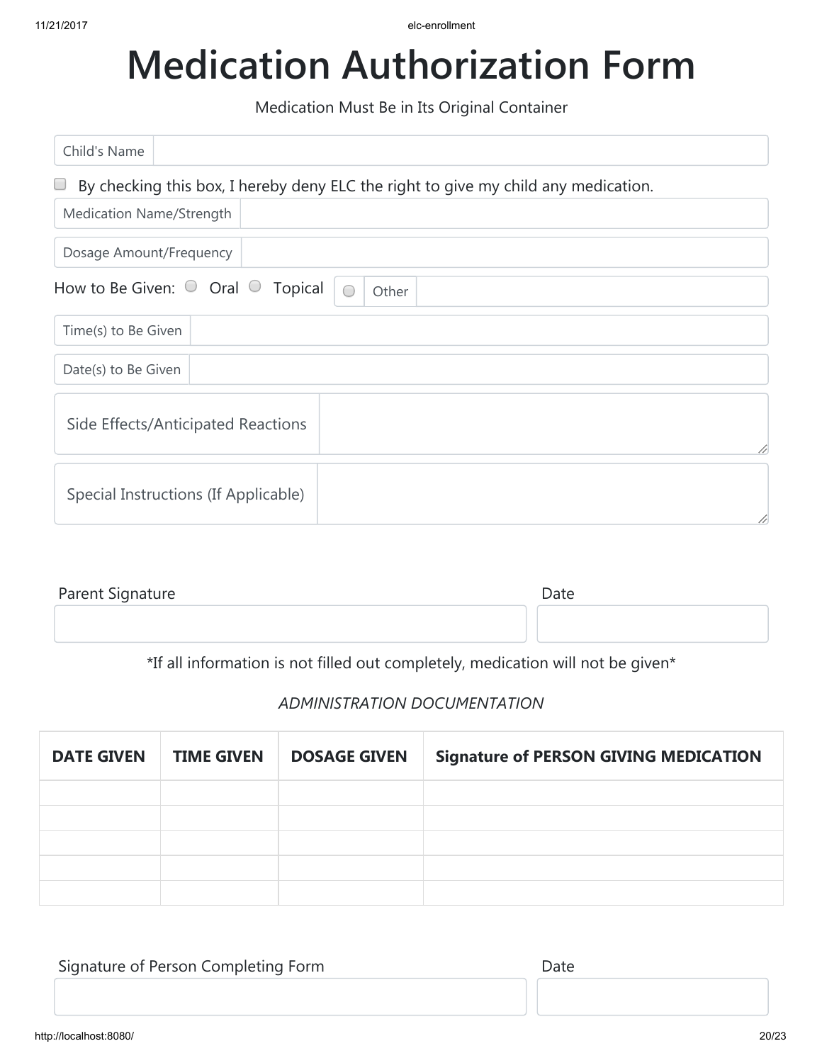# Medication Authorization Form

Medication Must Be in Its Original Container

Child's Name

☐ By checking this box, I hereby deny ELC the right to give my child any medication.

Medication Name/Strength

Dosage Amount/Frequency

How to Be Given: ○ Oral ○ Topical ○ Other

Time(s) to Be Given

Date(s) to Be Given

Side Effects/Anticipated Reactions

Special Instructions (If Applicable)

Parent Signature

Date

*If all information is not filled out completely, medication will not be given*

*ADMINISTRATION DOCUMENTATION*

| DATE GIVEN | TIME GIVEN | DOSAGE GIVEN | Signature of PERSON GIVING MEDICATION |
|---|---|---|---|
| | | | |
| | | | |
| | | | |
| | | | |
| | | | |

Signature of Person Completing Form

Date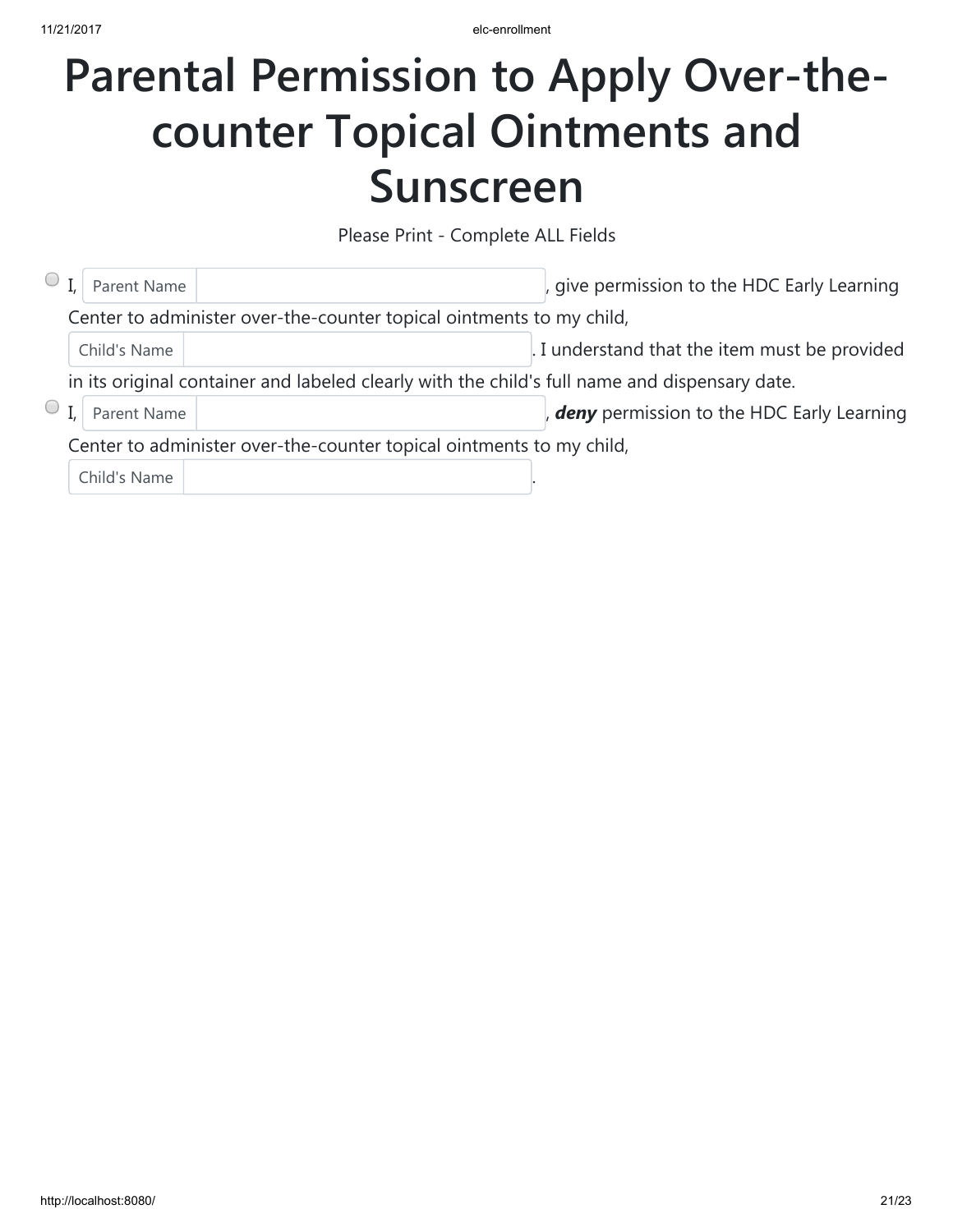# Parental Permission to Apply Over-the-counter Topical Ointments and Sunscreen

Please Print - Complete ALL Fields

- ○ I, Parent Name ____________________, give permission to the HDC Early Learning Center to administer over-the-counter topical ointments to my child, Child's Name ____________________. I understand that the item must be provided in its original container and labeled clearly with the child's full name and dispensary date.
- ○ I, Parent Name ____________________, ***deny*** permission to the HDC Early Learning Center to administer over-the-counter topical ointments to my child, Child's Name ____________________.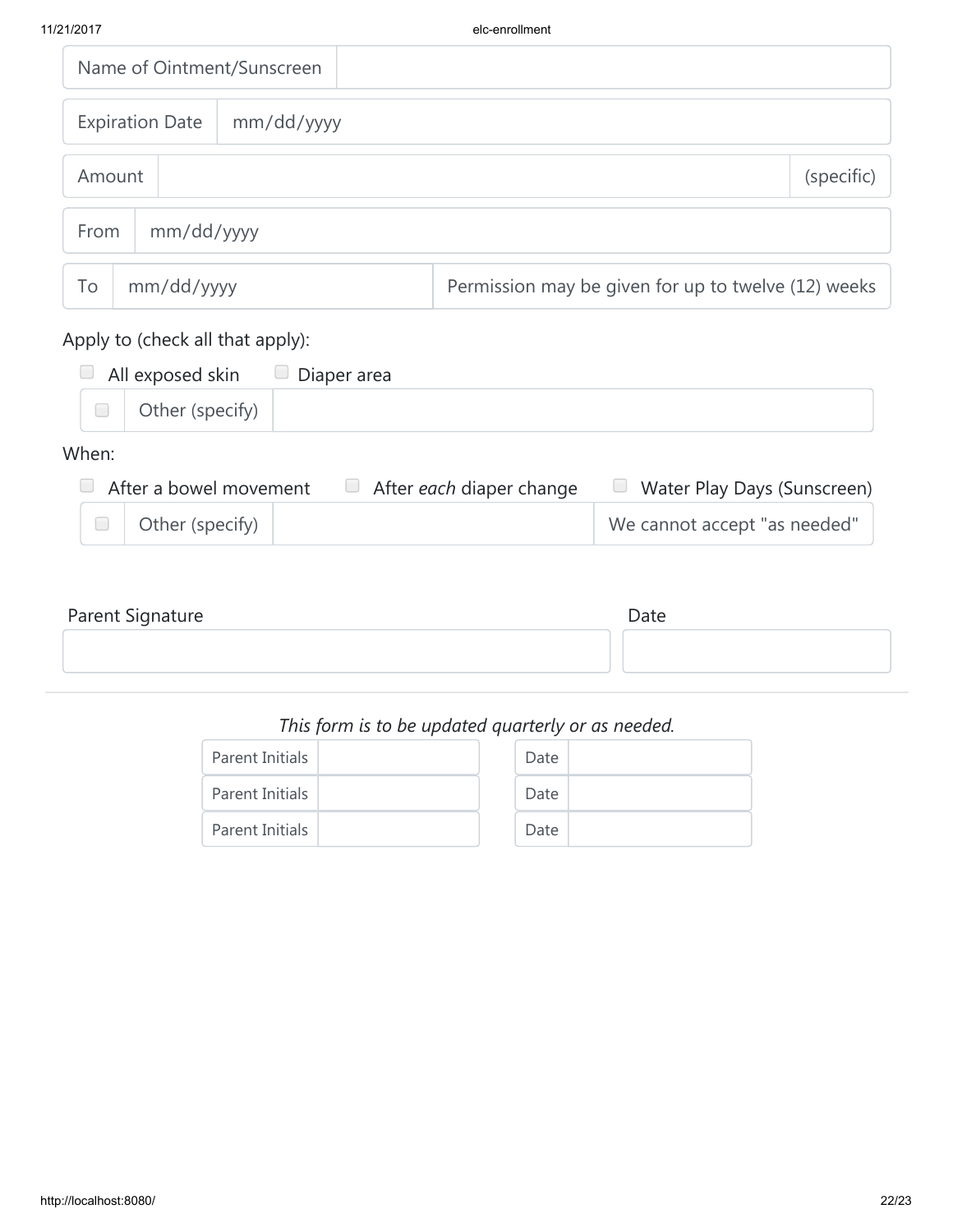| Name of Ointment/Sunscreen | |
|---|---|

| Expiration Date | mm/dd/yyyy |
|---|---|

| Amount | | (specific) |
|---|---|---|

| From | mm/dd/yyyy |
|---|---|

| To | mm/dd/yyyy | Permission may be given for up to twelve (12) weeks |
|---|---|---|

Apply to (check all that apply):

- [ ] All exposed skin
- [ ] Diaper area
- [ ] Other (specify) ____________________

When:

- [ ] After a bowel movement
- [ ] After *each* diaper change
- [ ] Water Play Days (Sunscreen)
- [ ] Other (specify) ____________________ We cannot accept "as needed"

| Parent Signature | Date |
|---|---|
| | |

---

*This form is to be updated quarterly or as needed.*

| Parent Initials | | Date | |
|---|---|---|---|
| Parent Initials | | Date | |
| Parent Initials | | Date | |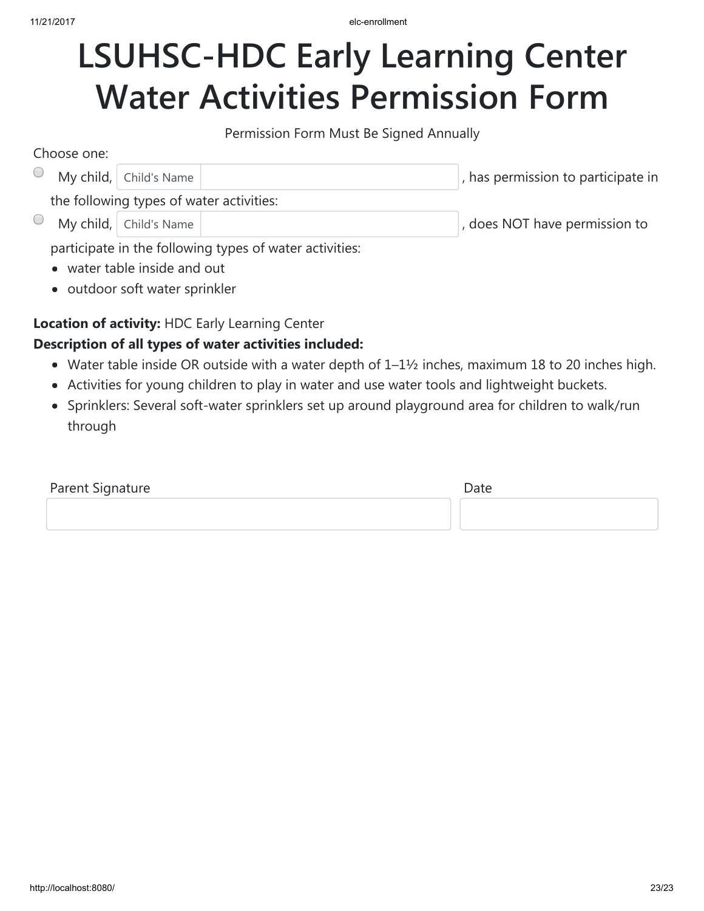# LSUHSC-HDC Early Learning Center Water Activities Permission Form

Permission Form Must Be Signed Annually

Choose one:

- ○ My child, Child's Name \_\_\_\_\_\_\_\_\_\_\_\_\_\_\_\_\_\_\_\_, has permission to participate in the following types of water activities:
- ○ My child, Child's Name \_\_\_\_\_\_\_\_\_\_\_\_\_\_\_\_\_\_\_\_, does NOT have permission to participate in the following types of water activities:

- water table inside and out
- outdoor soft water sprinkler

**Location of activity:** HDC Early Learning Center

**Description of all types of water activities included:**

- Water table inside OR outside with a water depth of 1–1½ inches, maximum 18 to 20 inches high.
- Activities for young children to play in water and use water tools and lightweight buckets.
- Sprinklers: Several soft-water sprinklers set up around playground area for children to walk/run through

Parent Signature \_\_\_\_\_\_\_\_\_\_\_\_\_\_\_\_\_\_\_\_ Date \_\_\_\_\_\_\_\_\_\_